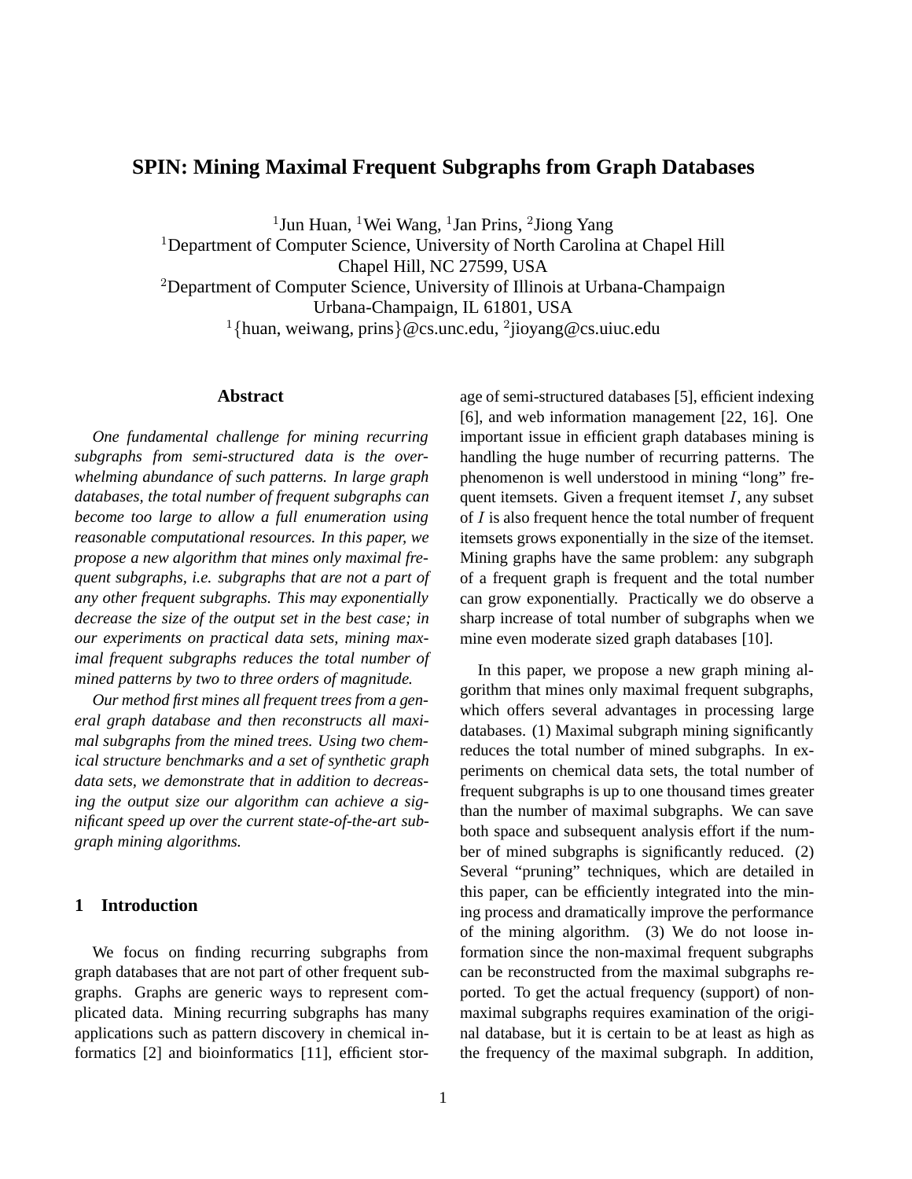# SPIN: Mining Maximal Frequent Subgraphs from Graph Databases

[1]Jun Huan, [1]Wei Wang, [1]Jan Prins, [2]Jiong Yang
[1]Department of Computer Science, University of North Carolina at Chapel Hill
Chapel Hill, NC 27599, USA
[2]Department of Computer Science, University of Illinois at Urbana-Champaign
Urbana-Champaign, IL 61801, USA
[1]{huan, weiwang, prins}@cs.unc.edu, [2]jioyang@cs.uiuc.edu

## Abstract

*One fundamental challenge for mining recurring subgraphs from semi-structured data is the overwhelming abundance of such patterns. In large graph databases, the total number of frequent subgraphs can become too large to allow a full enumeration using reasonable computational resources. In this paper, we propose a new algorithm that mines only maximal frequent subgraphs, i.e. subgraphs that are not a part of any other frequent subgraphs. This may exponentially decrease the size of the output set in the best case; in our experiments on practical data sets, mining maximal frequent subgraphs reduces the total number of mined patterns by two to three orders of magnitude.*

*Our method first mines all frequent trees from a general graph database and then reconstructs all maximal subgraphs from the mined trees. Using two chemical structure benchmarks and a set of synthetic graph data sets, we demonstrate that in addition to decreasing the output size our algorithm can achieve a significant speed up over the current state-of-the-art subgraph mining algorithms.*

## 1 Introduction

We focus on finding recurring subgraphs from graph databases that are not part of other frequent subgraphs. Graphs are generic ways to represent complicated data. Mining recurring subgraphs has many applications such as pattern discovery in chemical informatics [2] and bioinformatics [11], efficient storage of semi-structured databases [5], efficient indexing [6], and web information management [22, 16]. One important issue in efficient graph databases mining is handling the huge number of recurring patterns. The phenomenon is well understood in mining "long" frequent itemsets. Given a frequent itemset $I$, any subset of $I$ is also frequent hence the total number of frequent itemsets grows exponentially in the size of the itemset. Mining graphs have the same problem: any subgraph of a frequent graph is frequent and the total number can grow exponentially. Practically we do observe a sharp increase of total number of subgraphs when we mine even moderate sized graph databases [10].

In this paper, we propose a new graph mining algorithm that mines only maximal frequent subgraphs, which offers several advantages in processing large databases. (1) Maximal subgraph mining significantly reduces the total number of mined subgraphs. In experiments on chemical data sets, the total number of frequent subgraphs is up to one thousand times greater than the number of maximal subgraphs. We can save both space and subsequent analysis effort if the number of mined subgraphs is significantly reduced. (2) Several "pruning" techniques, which are detailed in this paper, can be efficiently integrated into the mining process and dramatically improve the performance of the mining algorithm. (3) We do not loose information since the non-maximal frequent subgraphs can be reconstructed from the maximal subgraphs reported. To get the actual frequency (support) of non-maximal subgraphs requires examination of the original database, but it is certain to be at least as high as the frequency of the maximal subgraph. In addition,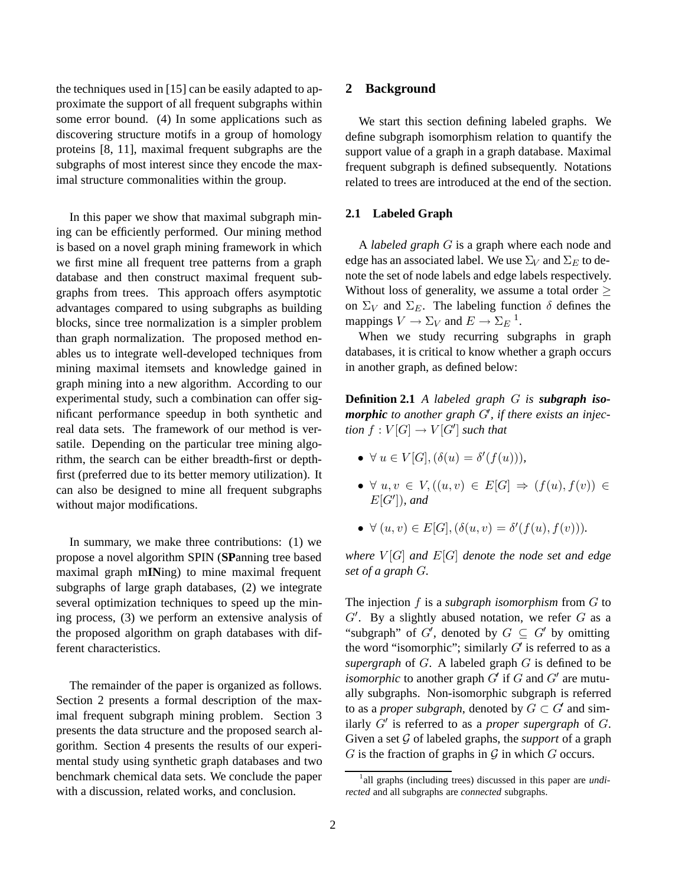the techniques used in [15] can be easily adapted to approximate the support of all frequent subgraphs within some error bound. (4) In some applications such as discovering structure motifs in a group of homology proteins [8, 11], maximal frequent subgraphs are the subgraphs of most interest since they encode the maximal structure commonalities within the group.

In this paper we show that maximal subgraph mining can be efficiently performed. Our mining method is based on a novel graph mining framework in which we first mine all frequent tree patterns from a graph database and then construct maximal frequent subgraphs from trees. This approach offers asymptotic advantages compared to using subgraphs as building blocks, since tree normalization is a simpler problem than graph normalization. The proposed method enables us to integrate well-developed techniques from mining maximal itemsets and knowledge gained in graph mining into a new algorithm. According to our experimental study, such a combination can offer significant performance speedup in both synthetic and real data sets. The framework of our method is versatile. Depending on the particular tree mining algorithm, the search can be either breadth-first or depth-first (preferred due to its better memory utilization). It can also be designed to mine all frequent subgraphs without major modifications.

In summary, we make three contributions: (1) we propose a novel algorithm SPIN (**SP**anning tree based maximal graph m**IN**ing) to mine maximal frequent subgraphs of large graph databases, (2) we integrate several optimization techniques to speed up the mining process, (3) we perform an extensive analysis of the proposed algorithm on graph databases with different characteristics.

The remainder of the paper is organized as follows. Section 2 presents a formal description of the maximal frequent subgraph mining problem. Section 3 presents the data structure and the proposed search algorithm. Section 4 presents the results of our experimental study using synthetic graph databases and two benchmark chemical data sets. We conclude the paper with a discussion, related works, and conclusion.

## 2 Background

We start this section defining labeled graphs. We define subgraph isomorphism relation to quantify the support value of a graph in a graph database. Maximal frequent subgraph is defined subsequently. Notations related to trees are introduced at the end of the section.

### 2.1 Labeled Graph

A *labeled graph* $G$ is a graph where each node and edge has an associated label. We use $\Sigma_V$ and $\Sigma_E$ to denote the set of node labels and edge labels respectively. Without loss of generality, we assume a total order $\geq$ on $\Sigma_V$ and $\Sigma_E$. The labeling function $\delta$ defines the mappings $V \rightarrow \Sigma_V$ and $E \rightarrow \Sigma_E$ [1].

When we study recurring subgraphs in graph databases, it is critical to know whether a graph occurs in another graph, as defined below:

**Definition 2.1** *A labeled graph $G$ is **subgraph isomorphic** to another graph $G'$, if there exists an injection $f : V[G] \rightarrow V[G']$ such that*

- $\forall\, u \in V[G], (\delta(u) = \delta'(f(u)))$,
- $\forall\, u, v \in V, ((u, v) \in E[G] \Rightarrow (f(u), f(v)) \in E[G'])$, *and*
- $\forall\, (u, v) \in E[G], (\delta(u, v) = \delta'(f(u), f(v)))$.

*where $V[G]$ and $E[G]$ denote the node set and edge set of a graph $G$.*

The injection $f$ is a *subgraph isomorphism* from $G$ to $G'$. By a slightly abused notation, we refer $G$ as a "subgraph" of $G'$, denoted by $G \subseteq G'$ by omitting the word "isomorphic"; similarly $G'$ is referred to as a *supergraph* of $G$. A labeled graph $G$ is defined to be *isomorphic* to another graph $G'$ if $G$ and $G'$ are mutually subgraphs. Non-isomorphic subgraph is referred to as a *proper subgraph*, denoted by $G \subset G'$ and similarly $G'$ is referred to as a *proper supergraph* of $G$. Given a set $\mathcal{G}$ of labeled graphs, the *support* of a graph $G$ is the fraction of graphs in $\mathcal{G}$ in which $G$ occurs.

[1] all graphs (including trees) discussed in this paper are *undirected* and all subgraphs are *connected* subgraphs.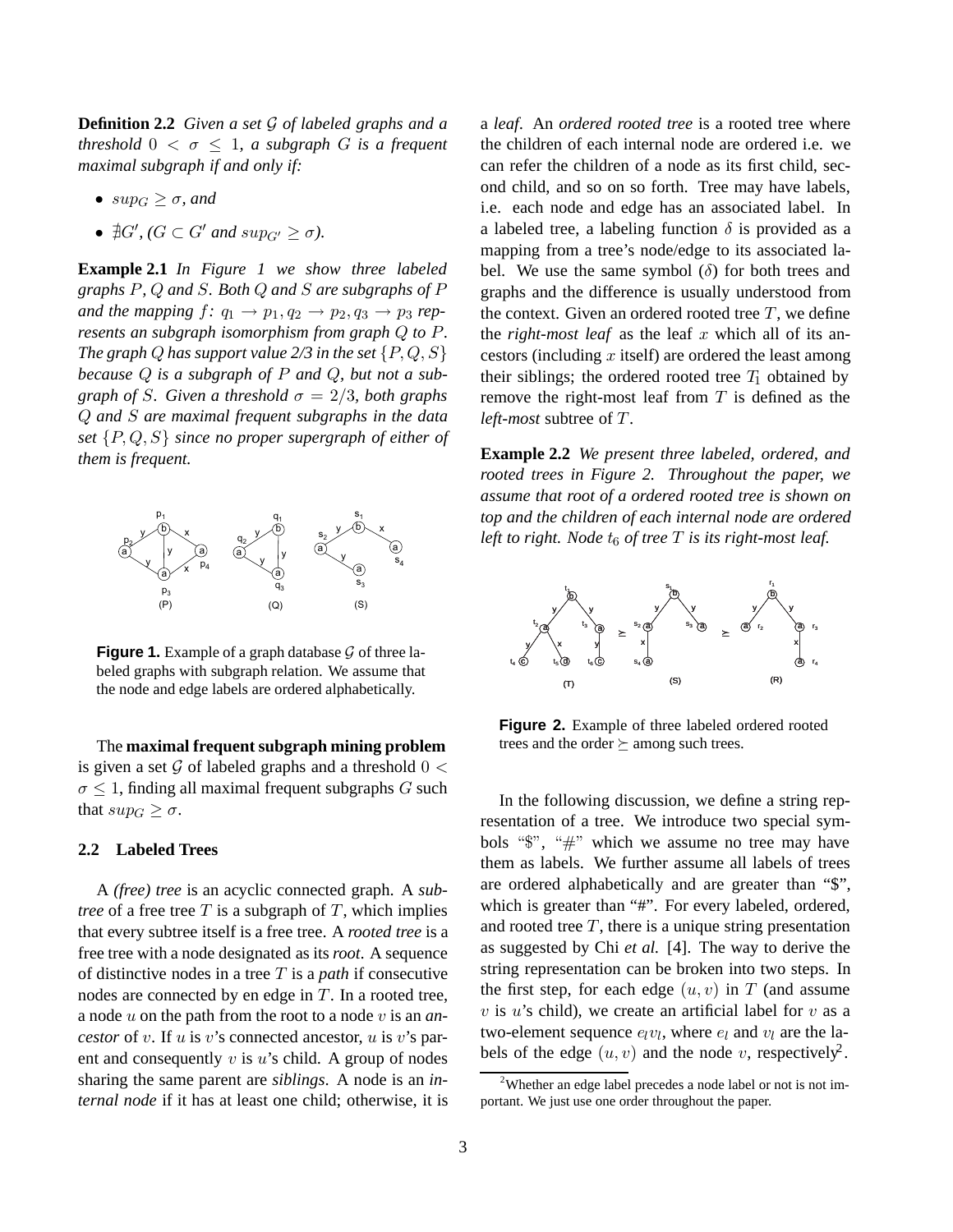**Definition 2.2** *Given a set $\mathcal{G}$ of labeled graphs and a threshold $0 < \sigma \leq 1$, a subgraph $G$ is a frequent maximal subgraph if and only if:*

- $sup_G \geq \sigma$*, and*
- $\nexists G'$*, ($G \subset G'$ and $sup_{G'} \geq \sigma$).*

**Example 2.1** *In Figure 1 we show three labeled graphs $P$, $Q$ and $S$. Both $Q$ and $S$ are subgraphs of $P$ and the mapping $f$: $q_1 \rightarrow p_1, q_2 \rightarrow p_2, q_3 \rightarrow p_3$ represents an subgraph isomorphism from graph $Q$ to $P$. The graph $Q$ has support value 2/3 in the set $\{P, Q, S\}$ because $Q$ is a subgraph of $P$ and $Q$, but not a subgraph of $S$. Given a threshold $\sigma = 2/3$, both graphs $Q$ and $S$ are maximal frequent subgraphs in the data set $\{P, Q, S\}$ since no proper supergraph of either of them is frequent.*

**Figure 1.** Example of a graph database $\mathcal{G}$ of three labeled graphs with subgraph relation. We assume that the node and edge labels are ordered alphabetically.

The **maximal frequent subgraph mining problem** is given a set $\mathcal{G}$ of labeled graphs and a threshold $0 < \sigma \leq 1$, finding all maximal frequent subgraphs $G$ such that $sup_G \geq \sigma$.

### 2.2 Labeled Trees

A *(free) tree* is an acyclic connected graph. A *subtree* of a free tree $T$ is a subgraph of $T$, which implies that every subtree itself is a free tree. A *rooted tree* is a free tree with a node designated as its *root*. A sequence of distinctive nodes in a tree $T$ is a *path* if consecutive nodes are connected by en edge in $T$. In a rooted tree, a node $u$ on the path from the root to a node $v$ is an *ancestor* of $v$. If $u$ is $v$'s connected ancestor, $u$ is $v$'s parent and consequently $v$ is $u$'s child. A group of nodes sharing the same parent are *siblings*. A node is an *internal node* if it has at least one child; otherwise, it is a *leaf*. An *ordered rooted tree* is a rooted tree where the children of each internal node are ordered i.e. we can refer the children of a node as its first child, second child, and so on so forth. Tree may have labels, i.e. each node and edge has an associated label. In a labeled tree, a labeling function $\delta$ is provided as a mapping from a tree's node/edge to its associated label. We use the same symbol ($\delta$) for both trees and graphs and the difference is usually understood from the context. Given an ordered rooted tree $T$, we define the *right-most leaf* as the leaf $x$ which all of its ancestors (including $x$ itself) are ordered the least among their siblings; the ordered rooted tree $T_l$ obtained by remove the right-most leaf from $T$ is defined as the *left-most* subtree of $T$.

**Example 2.2** *We present three labeled, ordered, and rooted trees in Figure 2. Throughout the paper, we assume that root of a ordered rooted tree is shown on top and the children of each internal node are ordered left to right. Node $t_6$ of tree $T$ is its right-most leaf.*

**Figure 2.** Example of three labeled ordered rooted trees and the order $\succeq$ among such trees.

In the following discussion, we define a string representation of a tree. We introduce two special symbols "\$", "#" which we assume no tree may have them as labels. We further assume all labels of trees are ordered alphabetically and are greater than "\$", which is greater than "#". For every labeled, ordered, and rooted tree $T$, there is a unique string presentation as suggested by Chi *et al.* [4]. The way to derive the string representation can be broken into two steps. In the first step, for each edge $(u, v)$ in $T$ (and assume $v$ is $u$'s child), we create an artificial label for $v$ as a two-element sequence $e_l v_l$, where $e_l$ and $v_l$ are the labels of the edge $(u, v)$ and the node $v$, respectively[2].

[2]Whether an edge label precedes a node label or not is not important. We just use one order throughout the paper.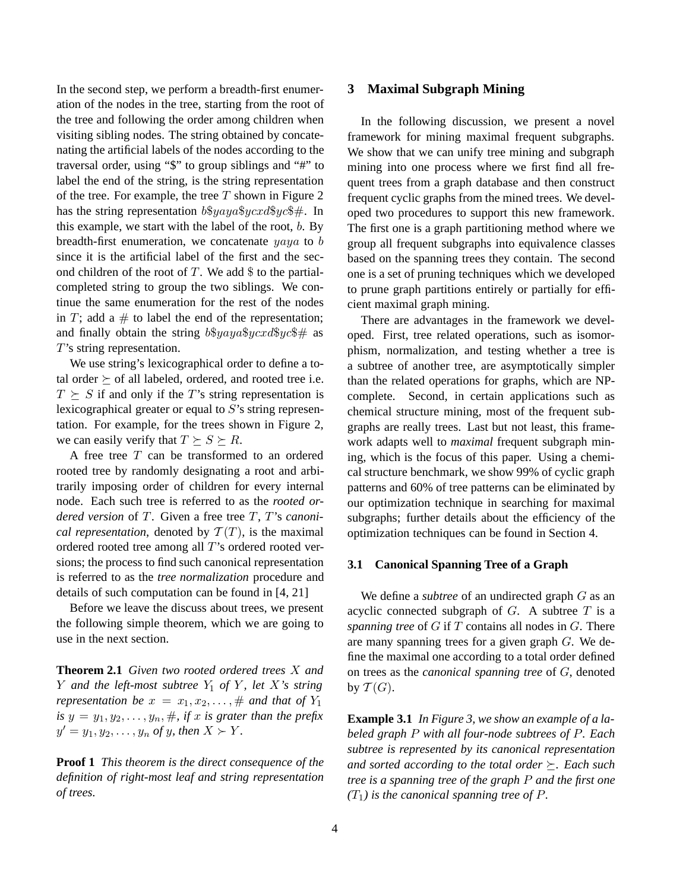In the second step, we perform a breadth-first enumeration of the nodes in the tree, starting from the root of the tree and following the order among children when visiting sibling nodes. The string obtained by concatenating the artificial labels of the nodes according to the traversal order, using "$" to group siblings and "#" to label the end of the string, is the string representation of the tree. For example, the tree $T$ shown in Figure 2 has the string representation $b\$yaya\$ycxd\$yc\$\#$. In this example, we start with the label of the root, $b$. By breadth-first enumeration, we concatenate $yaya$ to $b$ since it is the artificial label of the first and the second children of the root of $T$. We add $ to the partial-completed string to group the two siblings. We continue the same enumeration for the rest of the nodes in $T$; add a $\#$ to label the end of the representation; and finally obtain the string $b\$yaya\$ycxd\$yc\$\#$ as $T$'s string representation.

We use string's lexicographical order to define a total order $\succeq$ of all labeled, ordered, and rooted tree i.e. $T \succeq S$ if and only if the $T$'s string representation is lexicographical greater or equal to $S$'s string representation. For example, for the trees shown in Figure 2, we can easily verify that $T \succeq S \succeq R$.

A free tree $T$ can be transformed to an ordered rooted tree by randomly designating a root and arbitrarily imposing order of children for every internal node. Each such tree is referred to as the *rooted ordered version* of $T$. Given a free tree $T$, $T$'s *canonical representation*, denoted by $\mathcal{T}(T)$, is the maximal ordered rooted tree among all $T$'s ordered rooted versions; the process to find such canonical representation is referred to as the *tree normalization* procedure and details of such computation can be found in [4, 21]

Before we leave the discuss about trees, we present the following simple theorem, which we are going to use in the next section.

**Theorem 2.1** *Given two rooted ordered trees $X$ and $Y$ and the left-most subtree $Y_1$ of $Y$, let $X$'s string representation be $x = x_1, x_2, \ldots, \#$ and that of $Y_1$ is $y = y_1, y_2, \ldots, y_n, \#$, if $x$ is grater than the prefix $y' = y_1, y_2, \ldots, y_n$ of $y$, then $X \succ Y$.*

**Proof 1** *This theorem is the direct consequence of the definition of right-most leaf and string representation of trees.*

## 3 Maximal Subgraph Mining

In the following discussion, we present a novel framework for mining maximal frequent subgraphs. We show that we can unify tree mining and subgraph mining into one process where we first find all frequent trees from a graph database and then construct frequent cyclic graphs from the mined trees. We developed two procedures to support this new framework. The first one is a graph partitioning method where we group all frequent subgraphs into equivalence classes based on the spanning trees they contain. The second one is a set of pruning techniques which we developed to prune graph partitions entirely or partially for efficient maximal graph mining.

There are advantages in the framework we developed. First, tree related operations, such as isomorphism, normalization, and testing whether a tree is a subtree of another tree, are asymptotically simpler than the related operations for graphs, which are NP-complete. Second, in certain applications such as chemical structure mining, most of the frequent subgraphs are really trees. Last but not least, this framework adapts well to *maximal* frequent subgraph mining, which is the focus of this paper. Using a chemical structure benchmark, we show 99% of cyclic graph patterns and 60% of tree patterns can be eliminated by our optimization technique in searching for maximal subgraphs; further details about the efficiency of the optimization techniques can be found in Section 4.

### 3.1 Canonical Spanning Tree of a Graph

We define a *subtree* of an undirected graph $G$ as an acyclic connected subgraph of $G$. A subtree $T$ is a *spanning tree* of $G$ if $T$ contains all nodes in $G$. There are many spanning trees for a given graph $G$. We define the maximal one according to a total order defined on trees as the *canonical spanning tree* of $G$, denoted by $\mathcal{T}(G)$.

**Example 3.1** *In Figure 3, we show an example of a labeled graph $P$ with all four-node subtrees of $P$. Each subtree is represented by its canonical representation and sorted according to the total order $\succeq$. Each such tree is a spanning tree of the graph $P$ and the first one ($T_1$) is the canonical spanning tree of $P$.*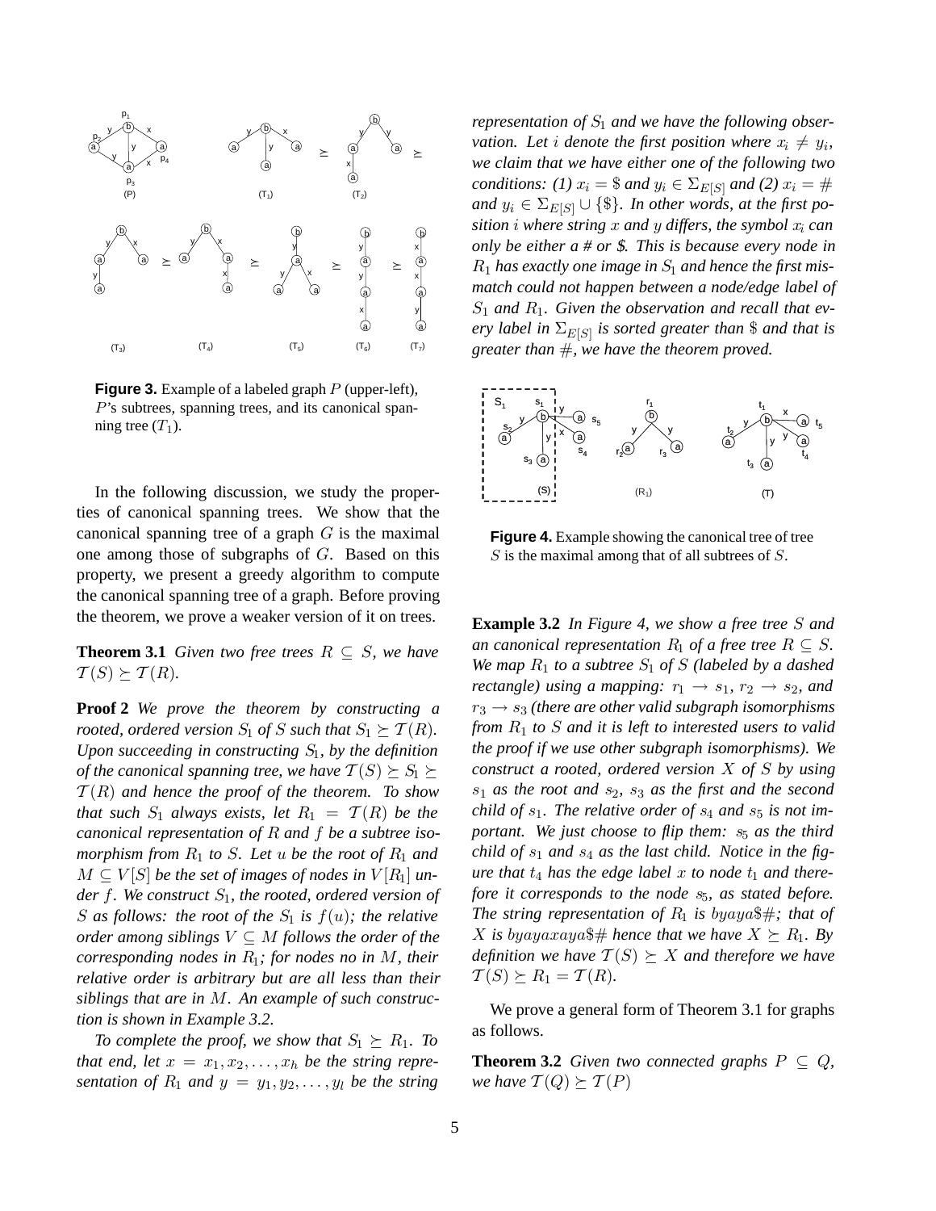**Figure 3.** Example of a labeled graph $P$ (upper-left), $P$'s subtrees, spanning trees, and its canonical spanning tree ($T_1$).

In the following discussion, we study the properties of canonical spanning trees. We show that the canonical spanning tree of a graph $G$ is the maximal one among those of subgraphs of $G$. Based on this property, we present a greedy algorithm to compute the canonical spanning tree of a graph. Before proving the theorem, we prove a weaker version of it on trees.

**Theorem 3.1** *Given two free trees $R \subseteq S$, we have $\mathcal{T}(S) \succeq \mathcal{T}(R)$.*

**Proof 2** *We prove the theorem by constructing a rooted, ordered version $S_1$ of $S$ such that $S_1 \succeq \mathcal{T}(R)$. Upon succeeding in constructing $S_1$, by the definition of the canonical spanning tree, we have $\mathcal{T}(S) \succeq S_1 \succeq \mathcal{T}(R)$ and hence the proof of the theorem. To show that such $S_1$ always exists, let $R_1 = \mathcal{T}(R)$ be the canonical representation of $R$ and $f$ be a subtree isomorphism from $R_1$ to $S$. Let $u$ be the root of $R_1$ and $M \subseteq V[S]$ be the set of images of nodes in $V[R_1]$ under $f$. We construct $S_1$, the rooted, ordered version of $S$ as follows: the root of the $S_1$ is $f(u)$; the relative order among siblings $V \subseteq M$ follows the order of the corresponding nodes in $R_1$; for nodes no in $M$, their relative order is arbitrary but are all less than their siblings that are in $M$. An example of such construction is shown in Example 3.2.*

*To complete the proof, we show that $S_1 \succeq R_1$. To that end, let $x = x_1, x_2, \ldots, x_h$ be the string representation of $R_1$ and $y = y_1, y_2, \ldots, y_l$ be the string representation of $S_1$ and we have the following observation. Let $i$ denote the first position where $x_i \neq y_i$, we claim that we have either one of the following two conditions: (1) $x_i = \$$ and $y_i \in \Sigma_{E[S]}$ and (2) $x_i = \#$ and $y_i \in \Sigma_{E[S]} \cup \{\$\}$. In other words, at the first position $i$ where string $x$ and $y$ differs, the symbol $x_i$ can only be either a # or \$. This is because every node in $R_1$ has exactly one image in $S_1$ and hence the first mismatch could not happen between a node/edge label of $S_1$ and $R_1$. Given the observation and recall that every label in $\Sigma_{E[S]}$ is sorted greater than \$ and that is greater than $\#$, we have the theorem proved.*

**Figure 4.** Example showing the canonical tree of tree $S$ is the maximal among that of all subtrees of $S$.

**Example 3.2** *In Figure 4, we show a free tree $S$ and an canonical representation $R_1$ of a free tree $R \subseteq S$. We map $R_1$ to a subtree $S_1$ of $S$ (labeled by a dashed rectangle) using a mapping: $r_1 \rightarrow s_1$, $r_2 \rightarrow s_2$, and $r_3 \rightarrow s_3$ (there are other valid subgraph isomorphisms from $R_1$ to $S$ and it is left to interested users to valid the proof if we use other subgraph isomorphisms). We construct a rooted, ordered version $X$ of $S$ by using $s_1$ as the root and $s_2$, $s_3$ as the first and the second child of $s_1$. The relative order of $s_4$ and $s_5$ is not important. We just choose to flip them: $s_5$ as the third child of $s_1$ and $s_4$ as the last child. Notice in the figure that $t_4$ has the edge label $x$ to node $t_1$ and therefore it corresponds to the node $s_5$, as stated before. The string representation of $R_1$ is $byaya\$\#$; that of $X$ is $byayaxaya\$\#$ hence that we have $X \succeq R_1$. By definition we have $\mathcal{T}(S) \succeq X$ and therefore we have $\mathcal{T}(S) \succeq R_1 = \mathcal{T}(R)$.*

We prove a general form of Theorem 3.1 for graphs as follows.

**Theorem 3.2** *Given two connected graphs $P \subseteq Q$, we have $\mathcal{T}(Q) \succeq \mathcal{T}(P)$*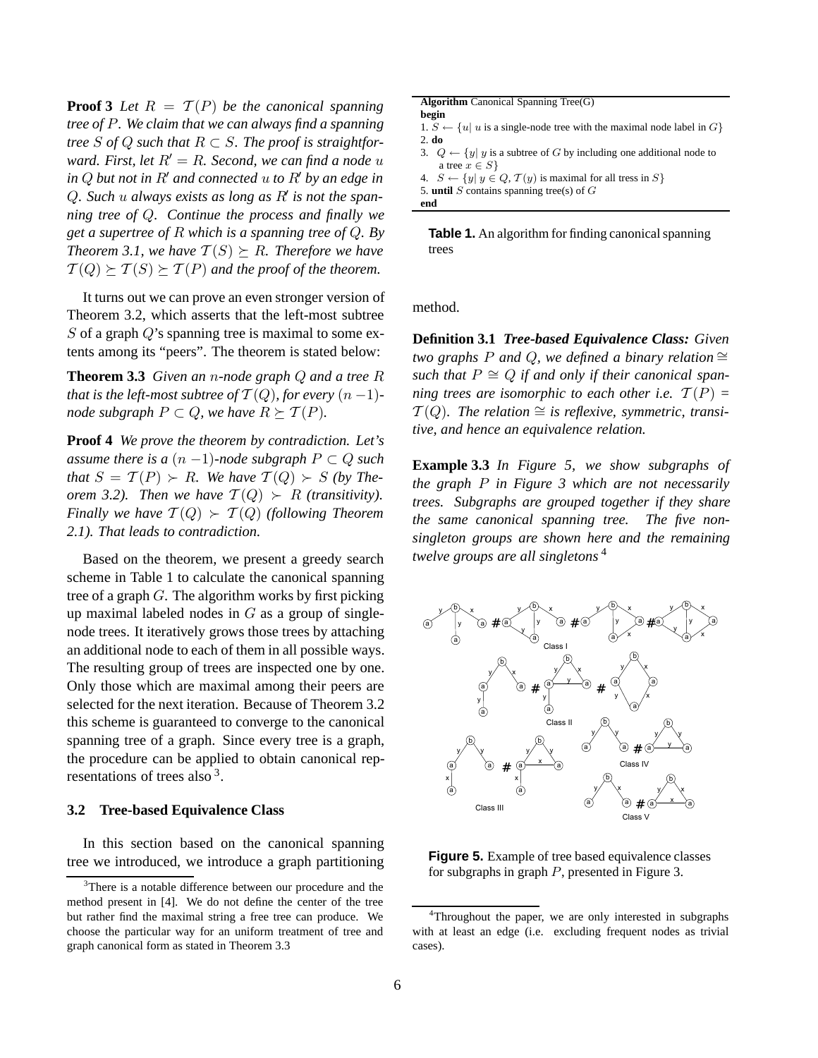**Proof 3** *Let $R = \mathcal{T}(P)$ be the canonical spanning tree of $P$. We claim that we can always find a spanning tree $S$ of $Q$ such that $R \subset S$. The proof is straightforward. First, let $R' = R$. Second, we can find a node $u$ in $Q$ but not in $R'$ and connected $u$ to $R'$ by an edge in $Q$. Such $u$ always exists as long as $R'$ is not the spanning tree of $Q$. Continue the process and finally we get a supertree of $R$ which is a spanning tree of $Q$. By Theorem 3.1, we have $\mathcal{T}(S) \succeq R$. Therefore we have $\mathcal{T}(Q) \succeq \mathcal{T}(S) \succeq \mathcal{T}(P)$ and the proof of the theorem.*

It turns out we can prove an even stronger version of Theorem 3.2, which asserts that the left-most subtree $S$ of a graph $Q$'s spanning tree is maximal to some extents among its "peers". The theorem is stated below:

**Theorem 3.3** *Given an $n$-node graph $Q$ and a tree $R$ that is the left-most subtree of $\mathcal{T}(Q)$, for every $(n-1)$-node subgraph $P \subset Q$, we have $R \succeq \mathcal{T}(P)$.*

**Proof 4** *We prove the theorem by contradiction. Let's assume there is a $(n-1)$-node subgraph $P \subset Q$ such that $S = \mathcal{T}(P) \succ R$. We have $\mathcal{T}(Q) \succ S$ (by Theorem 3.2). Then we have $\mathcal{T}(Q) \succ R$ (transitivity). Finally we have $\mathcal{T}(Q) \succ \mathcal{T}(Q)$ (following Theorem 2.1). That leads to contradiction.*

Based on the theorem, we present a greedy search scheme in Table 1 to calculate the canonical spanning tree of a graph $G$. The algorithm works by first picking up maximal labeled nodes in $G$ as a group of single-node trees. It iteratively grows those trees by attaching an additional node to each of them in all possible ways. The resulting group of trees are inspected one by one. Only those which are maximal among their peers are selected for the next iteration. Because of Theorem 3.2 this scheme is guaranteed to converge to the canonical spanning tree of a graph. Since every tree is a graph, the procedure can be applied to obtain canonical representations of trees also [3].

### 3.2 Tree-based Equivalence Class

In this section based on the canonical spanning tree we introduced, we introduce a graph partitioning method.

**Algorithm** Canonical Spanning Tree(G)
**begin**
1. $S \leftarrow \{u \mid u$ is a single-node tree with the maximal node label in $G\}$
2. **do**
3. $Q \leftarrow \{y \mid y$ is a subtree of $G$ by including one additional node to a tree $x \in S\}$
4. $S \leftarrow \{y \mid y \in Q, \mathcal{T}(y)$ is maximal for all tress in $S\}$
5. **until** $S$ contains spanning tree(s) of $G$
**end**

**Table 1.** An algorithm for finding canonical spanning trees

**Definition 3.1** ***Tree-based Equivalence Class:*** *Given two graphs $P$ and $Q$, we defined a binary relation $\cong$ such that $P \cong Q$ if and only if their canonical spanning trees are isomorphic to each other i.e. $\mathcal{T}(P) = \mathcal{T}(Q)$. The relation $\cong$ is reflexive, symmetric, transitive, and hence an equivalence relation.*

**Example 3.3** *In Figure 5, we show subgraphs of the graph $P$ in Figure 3 which are not necessarily trees. Subgraphs are grouped together if they share the same canonical spanning tree. The five non-singleton groups are shown here and the remaining twelve groups are all singletons* [4]

Class I

Class II

Class III

Class IV

Class V

**Figure 5.** Example of tree based equivalence classes for subgraphs in graph $P$, presented in Figure 3.

[3] There is a notable difference between our procedure and the method present in [4]. We do not define the center of the tree but rather find the maximal string a free tree can produce. We choose the particular way for an uniform treatment of tree and graph canonical form as stated in Theorem 3.3

[4] Throughout the paper, we are only interested in subgraphs with at least an edge (i.e. excluding frequent nodes as trivial cases).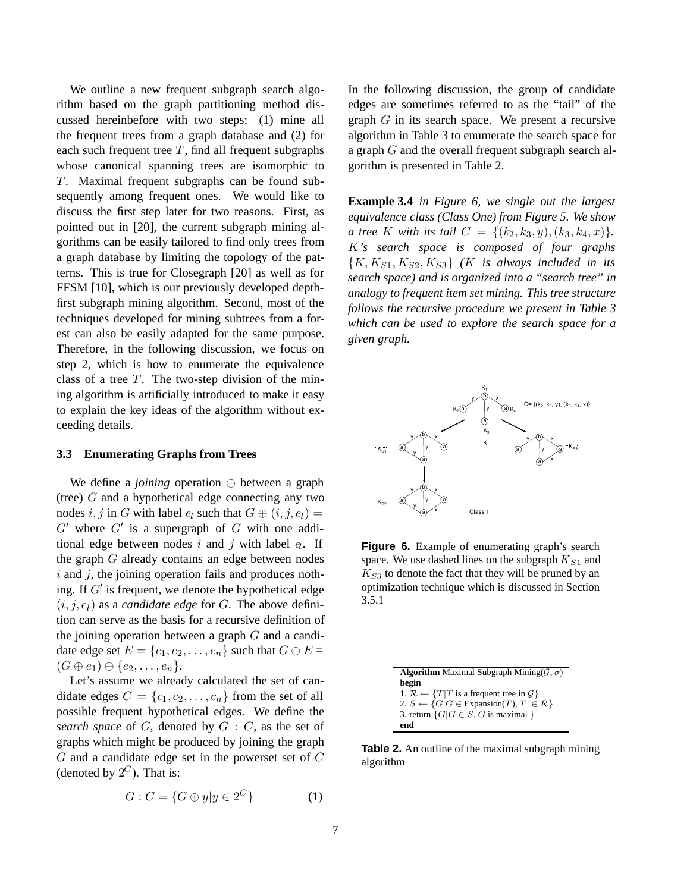We outline a new frequent subgraph search algorithm based on the graph partitioning method discussed hereinbefore with two steps: (1) mine all the frequent trees from a graph database and (2) for each such frequent tree $T$, find all frequent subgraphs whose canonical spanning trees are isomorphic to $T$. Maximal frequent subgraphs can be found subsequently among frequent ones. We would like to discuss the first step later for two reasons. First, as pointed out in [20], the current subgraph mining algorithms can be easily tailored to find only trees from a graph database by limiting the topology of the patterns. This is true for Closegraph [20] as well as for FFSM [10], which is our previously developed depth-first subgraph mining algorithm. Second, most of the techniques developed for mining subtrees from a forest can also be easily adapted for the same purpose. Therefore, in the following discussion, we focus on step 2, which is how to enumerate the equivalence class of a tree $T$. The two-step division of the mining algorithm is artificially introduced to make it easy to explain the key ideas of the algorithm without exceeding details.

### 3.3 Enumerating Graphs from Trees

We define a *joining* operation $\oplus$ between a graph (tree) $G$ and a hypothetical edge connecting any two nodes $i, j$ in $G$ with label $e_l$ such that $G \oplus (i, j, e_l) = G'$ where $G'$ is a supergraph of $G$ with one additional edge between nodes $i$ and $j$ with label $e_l$. If the graph $G$ already contains an edge between nodes $i$ and $j$, the joining operation fails and produces nothing. If $G'$ is frequent, we denote the hypothetical edge $(i, j, e_l)$ as a *candidate edge* for $G$. The above definition can serve as the basis for a recursive definition of the joining operation between a graph $G$ and a candidate edge set $E = \{e_1, e_2, \ldots, e_n\}$ such that $G \oplus E = (G \oplus e_1) \oplus \{e_2, \ldots, e_n\}$.

Let's assume we already calculated the set of candidate edges $C = \{c_1, c_2, \ldots, c_n\}$ from the set of all possible frequent hypothetical edges. We define the *search space* of $G$, denoted by $G : C$, as the set of graphs which might be produced by joining the graph $G$ and a candidate edge set in the powerset set of $C$ (denoted by $2^C$). That is:

$$G : C = \{G \oplus y | y \in 2^C\} \quad (1)$$

In the following discussion, the group of candidate edges are sometimes referred to as the "tail" of the graph $G$ in its search space. We present a recursive algorithm in Table 3 to enumerate the search space for a graph $G$ and the overall frequent subgraph search algorithm is presented in Table 2.

**Example 3.4** *in Figure 6, we single out the largest equivalence class (Class One) from Figure 5. We show a tree $K$ with its tail $C = \{(k_2, k_3, y), (k_3, k_4, x)\}$. $K$'s search space is composed of four graphs $\{K, K_{S1}, K_{S2}, K_{S3}\}$ ($K$ is always included in its search space) and is organized into a "search tree" in analogy to frequent item set mining. This tree structure follows the recursive procedure we present in Table 3 which can be used to explore the search space for a given graph.*

K1
y b x
K2 a y a K4
a
K3
K
C= {(k2, k3, y), (k3, k4, x)}
KS1
KS3
KS2
Class I

**Figure 6.** Example of enumerating graph's search space. We use dashed lines on the subgraph $K_{S1}$ and $K_{S3}$ to denote the fact that they will be pruned by an optimization technique which is discussed in Section 3.5.1

```
Algorithm Maximal Subgraph Mining(𝒢, σ)
begin
1. ℛ ← {T | T is a frequent tree in 𝒢}
2. S ← {G | G ∈ Expansion(T), T ∈ ℛ}
3. return {G | G ∈ S, G is maximal }
end
```

**Table 2.** An outline of the maximal subgraph mining algorithm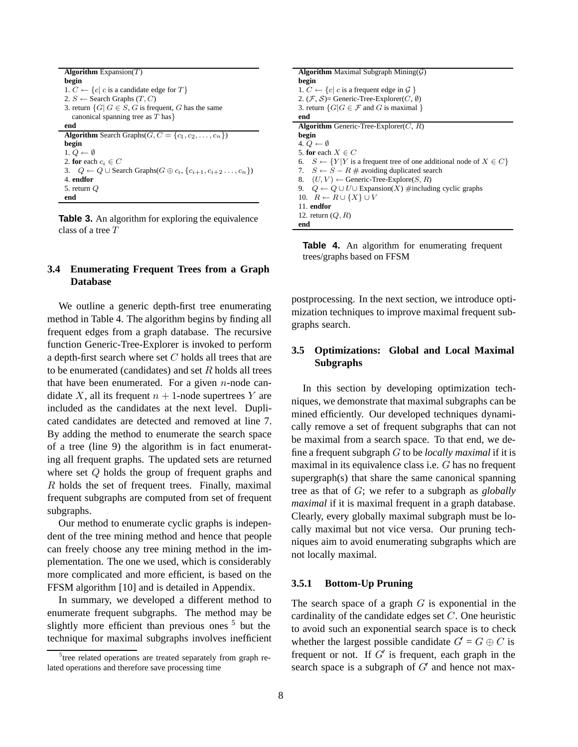```
Algorithm Expansion(T)
begin
1. C ← {c| c is a candidate edge for T}
2. S ← Search Graphs (T, C)
3. return {G| G ∈ S, G is frequent, G has the same
   canonical spanning tree as T has}
end
```

```
Algorithm Search Graphs(G, C = {c_1, c_2, ..., c_n})
begin
1. Q ← ∅
2. for each c_i ∈ C
3.   Q ← Q ∪ Search Graphs(G ⊕ c_i, {c_{i+1}, c_{i+2} ..., c_n})
4. endfor
5. return Q
end
```

**Table 3.** An algorithm for exploring the equivalence class of a tree $T$

```
Algorithm Maximal Subgraph Mining(𝒢)
begin
1. C ← {c| c is a frequent edge in 𝒢 }
2. (ℱ, 𝒮)= Generic-Tree-Explorer(C, ∅)
3. return {G|G ∈ ℱ and G is maximal }
end
```

```
Algorithm Generic-Tree-Explorer(C, R)
begin
4. Q ← ∅
5. for each X ∈ C
6.   S ← {Y|Y is a frequent tree of one additional node of X ∈ C}
7.   S ← S − R # avoiding duplicated search
8.   (U, V) ← Generic-Tree-Explore(S, R)
9.   Q ← Q ∪ U∪ Expansion(X) #including cyclic graphs
10.  R ← R ∪ {X} ∪ V
11. endfor
12. return (Q, R)
end
```

**Table 4.** An algorithm for enumerating frequent trees/graphs based on FFSM

### 3.4 Enumerating Frequent Trees from a Graph Database

We outline a generic depth-first tree enumerating method in Table 4. The algorithm begins by finding all frequent edges from a graph database. The recursive function Generic-Tree-Explorer is invoked to perform a depth-first search where set $C$ holds all trees that are to be enumerated (candidates) and set $R$ holds all trees that have been enumerated. For a given $n$-node candidate $X$, all its frequent $n+1$-node supertrees $Y$ are included as the candidates at the next level. Duplicated candidates are detected and removed at line 7. By adding the method to enumerate the search space of a tree (line 9) the algorithm is in fact enumerating all frequent graphs. The updated sets are returned where set $Q$ holds the group of frequent graphs and $R$ holds the set of frequent trees. Finally, maximal frequent subgraphs are computed from set of frequent subgraphs.

Our method to enumerate cyclic graphs is independent of the tree mining method and hence that people can freely choose any tree mining method in the implementation. The one we used, which is considerably more complicated and more efficient, is based on the FFSM algorithm [10] and is detailed in Appendix.

In summary, we developed a different method to enumerate frequent subgraphs. The method may be slightly more efficient than previous ones [5] but the technique for maximal subgraphs involves inefficient postprocessing. In the next section, we introduce optimization techniques to improve maximal frequent subgraphs search.

[5] tree related operations are treated separately from graph related operations and therefore save processing time

### 3.5 Optimizations: Global and Local Maximal Subgraphs

In this section by developing optimization techniques, we demonstrate that maximal subgraphs can be mined efficiently. Our developed techniques dynamically remove a set of frequent subgraphs that can not be maximal from a search space. To that end, we define a frequent subgraph $G$ to be *locally maximal* if it is maximal in its equivalence class i.e. $G$ has no frequent supergraph(s) that share the same canonical spanning tree as that of $G$; we refer to a subgraph as *globally maximal* if it is maximal frequent in a graph database. Clearly, every globally maximal subgraph must be locally maximal but not vice versa. Our pruning techniques aim to avoid enumerating subgraphs which are not locally maximal.

#### 3.5.1 Bottom-Up Pruning

The search space of a graph $G$ is exponential in the cardinality of the candidate edges set $C$. One heuristic to avoid such an exponential search space is to check whether the largest possible candidate $G' = G \oplus C$ is frequent or not. If $G'$ is frequent, each graph in the search space is a subgraph of $G'$ and hence not max-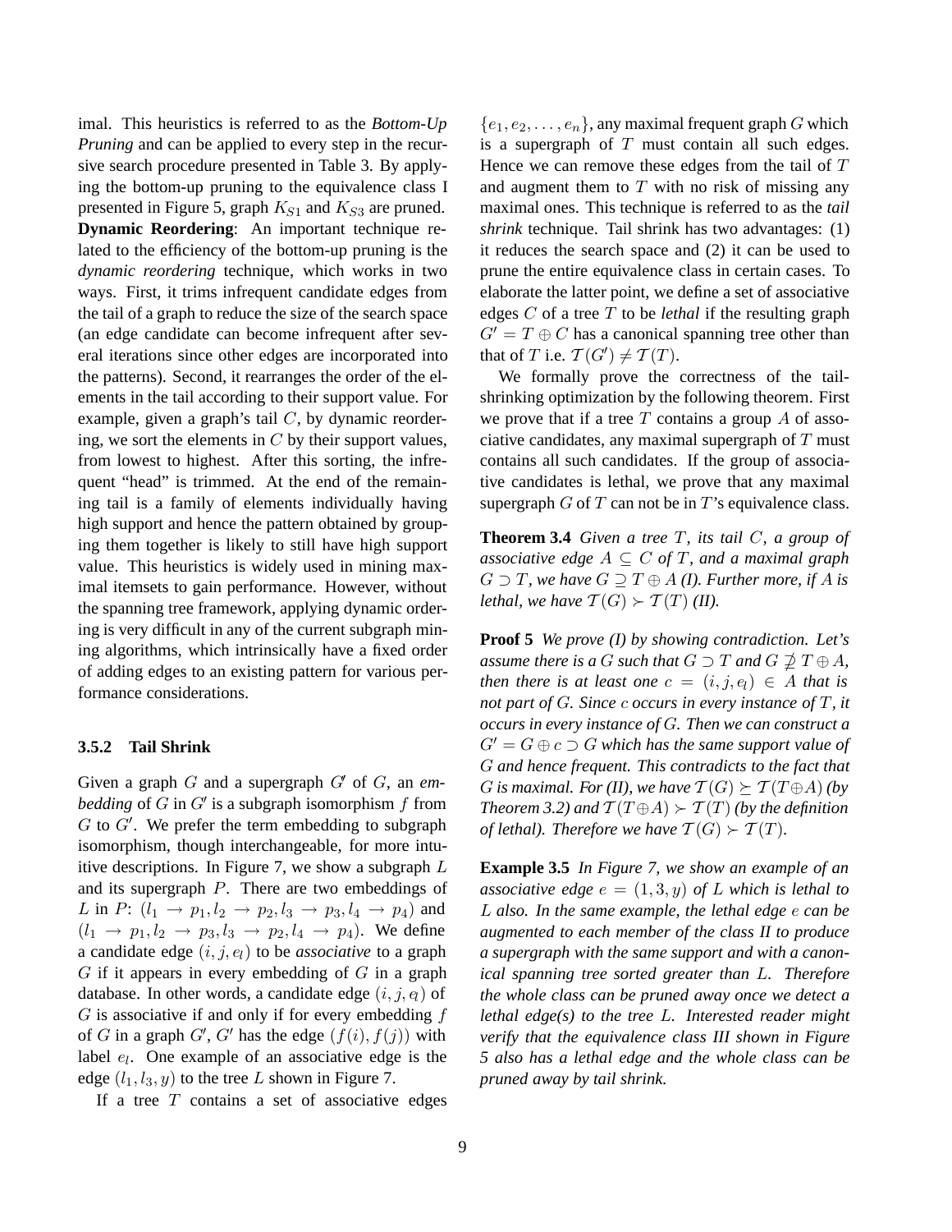imal. This heuristics is referred to as the *Bottom-Up Pruning* and can be applied to every step in the recursive search procedure presented in Table 3. By applying the bottom-up pruning to the equivalence class I presented in Figure 5, graph $K_{S1}$ and $K_{S3}$ are pruned.

**Dynamic Reordering**: An important technique related to the efficiency of the bottom-up pruning is the *dynamic reordering* technique, which works in two ways. First, it trims infrequent candidate edges from the tail of a graph to reduce the size of the search space (an edge candidate can become infrequent after several iterations since other edges are incorporated into the patterns). Second, it rearranges the order of the elements in the tail according to their support value. For example, given a graph's tail $C$, by dynamic reordering, we sort the elements in $C$ by their support values, from lowest to highest. After this sorting, the infrequent "head" is trimmed. At the end of the remaining tail is a family of elements individually having high support and hence the pattern obtained by grouping them together is likely to still have high support value. This heuristics is widely used in mining maximal itemsets to gain performance. However, without the spanning tree framework, applying dynamic ordering is very difficult in any of the current subgraph mining algorithms, which intrinsically have a fixed order of adding edges to an existing pattern for various performance considerations.

### 3.5.2 Tail Shrink

Given a graph $G$ and a supergraph $G'$ of $G$, an *embedding* of $G$ in $G'$ is a subgraph isomorphism $f$ from $G$ to $G'$. We prefer the term embedding to subgraph isomorphism, though interchangeable, for more intuitive descriptions. In Figure 7, we show a subgraph $L$ and its supergraph $P$. There are two embeddings of $L$ in $P$: $(l_1 \to p_1, l_2 \to p_2, l_3 \to p_3, l_4 \to p_4)$ and $(l_1 \to p_1, l_2 \to p_3, l_3 \to p_2, l_4 \to p_4)$. We define a candidate edge $(i, j, e_l)$ to be *associative* to a graph $G$ if it appears in every embedding of $G$ in a graph database. In other words, a candidate edge $(i, j, e_l)$ of $G$ is associative if and only if for every embedding $f$ of $G$ in a graph $G'$, $G'$ has the edge $(f(i), f(j))$ with label $e_l$. One example of an associative edge is the edge $(l_1, l_3, y)$ to the tree $L$ shown in Figure 7.

If a tree $T$ contains a set of associative edges $\{e_1, e_2, \ldots, e_n\}$, any maximal frequent graph $G$ which is a supergraph of $T$ must contain all such edges. Hence we can remove these edges from the tail of $T$ and augment them to $T$ with no risk of missing any maximal ones. This technique is referred to as the *tail shrink* technique. Tail shrink has two advantages: (1) it reduces the search space and (2) it can be used to prune the entire equivalence class in certain cases. To elaborate the latter point, we define a set of associative edges $C$ of a tree $T$ to be *lethal* if the resulting graph $G' = T \oplus C$ has a canonical spanning tree other than that of $T$ i.e. $\mathcal{T}(G') \neq \mathcal{T}(T)$.

We formally prove the correctness of the tail-shrinking optimization by the following theorem. First we prove that if a tree $T$ contains a group $A$ of associative candidates, any maximal supergraph of $T$ must contains all such candidates. If the group of associative candidates is lethal, we prove that any maximal supergraph $G$ of $T$ can not be in $T$'s equivalence class.

**Theorem 3.4** *Given a tree $T$, its tail $C$, a group of associative edge $A \subseteq C$ of $T$, and a maximal graph $G \supset T$, we have $G \supseteq T \oplus A$ (I). Further more, if $A$ is lethal, we have $\mathcal{T}(G) \succ \mathcal{T}(T)$ (II).*

**Proof 5** *We prove (I) by showing contradiction. Let's assume there is a $G$ such that $G \supset T$ and $G \not\supseteq T \oplus A$, then there is at least one $c = (i, j, e_l) \in A$ that is not part of $G$. Since $c$ occurs in every instance of $T$, it occurs in every instance of $G$. Then we can construct a $G' = G \oplus c \supset G$ which has the same support value of $G$ and hence frequent. This contradicts to the fact that $G$ is maximal. For (II), we have $\mathcal{T}(G) \succeq \mathcal{T}(T \oplus A)$ (by Theorem 3.2) and $\mathcal{T}(T \oplus A) \succ \mathcal{T}(T)$ (by the definition of lethal). Therefore we have $\mathcal{T}(G) \succ \mathcal{T}(T)$.*

**Example 3.5** *In Figure 7, we show an example of an associative edge $e = (1, 3, y)$ of $L$ which is lethal to $L$ also. In the same example, the lethal edge $e$ can be augmented to each member of the class II to produce a supergraph with the same support and with a canonical spanning tree sorted greater than $L$. Therefore the whole class can be pruned away once we detect a lethal edge(s) to the tree $L$. Interested reader might verify that the equivalence class III shown in Figure 5 also has a lethal edge and the whole class can be pruned away by tail shrink.*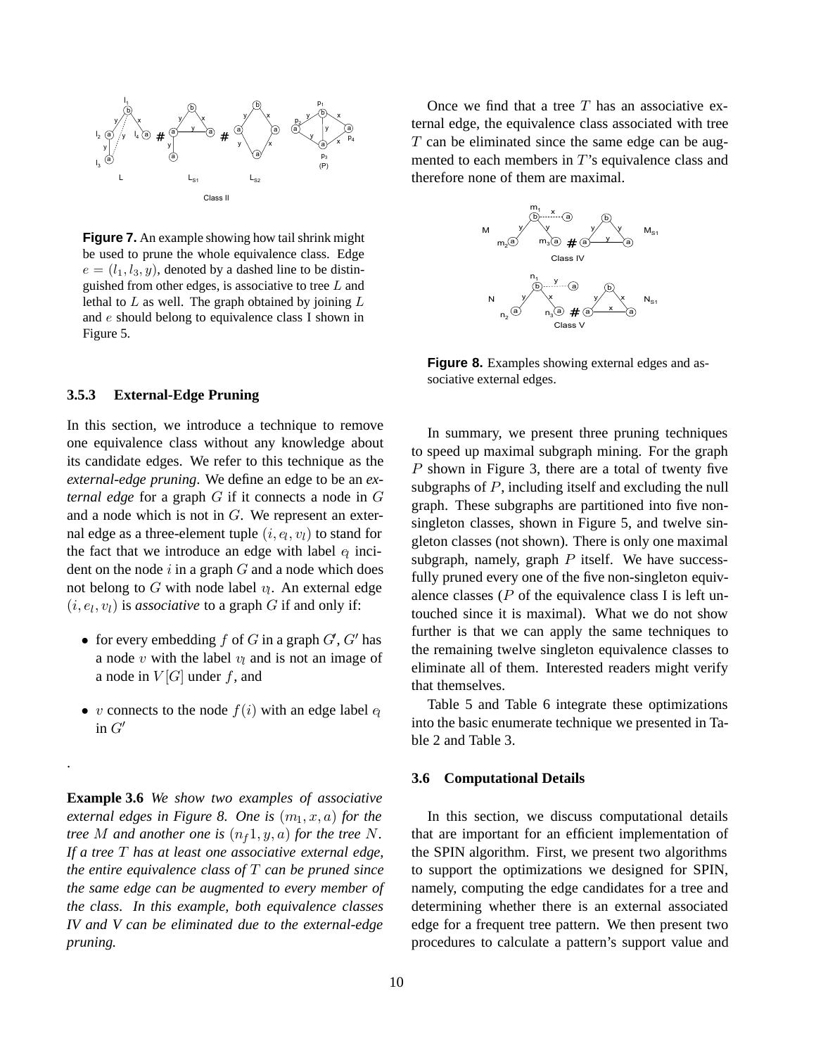Class II

**Figure 7.** An example showing how tail shrink might be used to prune the whole equivalence class. Edge $e = (l_1, l_3, y)$, denoted by a dashed line to be distinguished from other edges, is associative to tree $L$ and lethal to $L$ as well. The graph obtained by joining $L$ and $e$ should belong to equivalence class I shown in Figure 5.

### 3.5.3 External-Edge Pruning

In this section, we introduce a technique to remove one equivalence class without any knowledge about its candidate edges. We refer to this technique as the *external-edge pruning*. We define an edge to be an *external edge* for a graph $G$ if it connects a node in $G$ and a node which is not in $G$. We represent an external edge as a three-element tuple $(i, e_l, v_l)$ to stand for the fact that we introduce an edge with label $e_l$ incident on the node $i$ in a graph $G$ and a node which does not belong to $G$ with node label $v_l$. An external edge $(i, e_l, v_l)$ is *associative* to a graph $G$ if and only if:

- for every embedding $f$ of $G$ in a graph $G'$, $G'$ has a node $v$ with the label $v_l$ and is not an image of a node in $V[G]$ under $f$, and
- $v$ connects to the node $f(i)$ with an edge label $e_l$ in $G'$

.

**Example 3.6** *We show two examples of associative external edges in Figure 8. One is $(m_1, x, a)$ for the tree $M$ and another one is $(n_f1, y, a)$ for the tree $N$. If a tree $T$ has at least one associative external edge, the entire equivalence class of $T$ can be pruned since the same edge can be augmented to every member of the class. In this example, both equivalence classes IV and V can be eliminated due to the external-edge pruning.*

Once we find that a tree $T$ has an associative external edge, the equivalence class associated with tree $T$ can be eliminated since the same edge can be augmented to each members in $T$'s equivalence class and therefore none of them are maximal.

Class IV

Class V

**Figure 8.** Examples showing external edges and associative external edges.

In summary, we present three pruning techniques to speed up maximal subgraph mining. For the graph $P$ shown in Figure 3, there are a total of twenty five subgraphs of $P$, including itself and excluding the null graph. These subgraphs are partitioned into five non-singleton classes, shown in Figure 5, and twelve singleton classes (not shown). There is only one maximal subgraph, namely, graph $P$ itself. We have successfully pruned every one of the five non-singleton equivalence classes ($P$ of the equivalence class I is left untouched since it is maximal). What we do not show further is that we can apply the same techniques to the remaining twelve singleton equivalence classes to eliminate all of them. Interested readers might verify that themselves.

Table 5 and Table 6 integrate these optimizations into the basic enumerate technique we presented in Table 2 and Table 3.

## 3.6 Computational Details

In this section, we discuss computational details that are important for an efficient implementation of the SPIN algorithm. First, we present two algorithms to support the optimizations we designed for SPIN, namely, computing the edge candidates for a tree and determining whether there is an external associated edge for a frequent tree pattern. We then present two procedures to calculate a pattern's support value and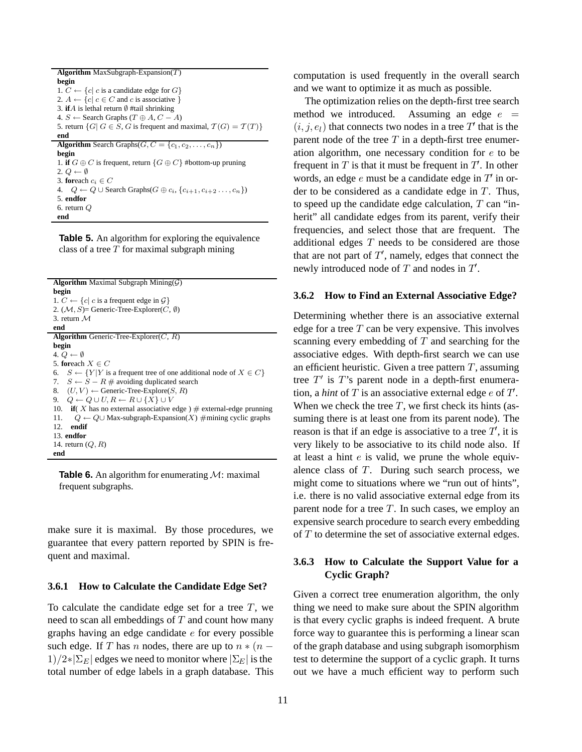```
Algorithm MaxSubgraph-Expansion(T)
begin
1. C ← {c| c is a candidate edge for G}
2. A ← {c| c ∈ C and c is associative }
3. if A is lethal return ∅ #tail shrinking
4. S ← Search Graphs (T ⊕ A, C − A)
5. return {G| G ∈ S, G is frequent and maximal, T(G) = T(T)}
end
Algorithm Search Graphs(G, C = {c_1, c_2, ..., c_n})
begin
1. if G ⊕ C is frequent, return {G ⊕ C} #bottom-up pruning
2. Q ← ∅
3. foreach c_i ∈ C
4.   Q ← Q ∪ Search Graphs(G ⊕ c_i, {c_{i+1}, c_{i+2} ..., c_n})
5. endfor
6. return Q
end
```

**Table 5.** An algorithm for exploring the equivalence class of a tree $T$ for maximal subgraph mining

```
Algorithm Maximal Subgraph Mining(𝒢)
begin
1. C ← {c| c is a frequent edge in 𝒢}
2. (ℳ, S)= Generic-Tree-Explorer(C, ∅)
3. return ℳ
end
Algorithm Generic-Tree-Explorer(C, R)
begin
4. Q ← ∅
5. foreach X ∈ C
6.   S ← {Y|Y is a frequent tree of one additional node of X ∈ C}
7.   S ← S − R # avoiding duplicated search
8.   (U, V) ← Generic-Tree-Explore(S, R)
9.   Q ← Q ∪ U, R ← R ∪ {X} ∪ V
10.  if( X has no external associative edge ) # external-edge prunning
11.    Q ← Q∪ Max-subgraph-Expansion(X) #mining cyclic graphs
12.  endif
13. endfor
14. return (Q, R)
end
```

**Table 6.** An algorithm for enumerating $\mathcal{M}$: maximal frequent subgraphs.

make sure it is maximal. By those procedures, we guarantee that every pattern reported by SPIN is frequent and maximal.

#### 3.6.1 How to Calculate the Candidate Edge Set?

To calculate the candidate edge set for a tree $T$, we need to scan all embeddings of $T$ and count how many graphs having an edge candidate $e$ for every possible such edge. If $T$ has $n$ nodes, there are up to $n*(n-1)/2*|\Sigma_E|$ edges we need to monitor where $|\Sigma_E|$ is the total number of edge labels in a graph database. This computation is used frequently in the overall search and we want to optimize it as much as possible.

The optimization relies on the depth-first tree search method we introduced. Assuming an edge $e = (i, j, e_l)$ that connects two nodes in a tree $T'$ that is the parent node of the tree $T$ in a depth-first tree enumeration algorithm, one necessary condition for $e$ to be frequent in $T$ is that it must be frequent in $T'$. In other words, an edge $e$ must be a candidate edge in $T'$ in order to be considered as a candidate edge in $T$. Thus, to speed up the candidate edge calculation, $T$ can "inherit" all candidate edges from its parent, verify their frequencies, and select those that are frequent. The additional edges $T$ needs to be considered are those that are not part of $T'$, namely, edges that connect the newly introduced node of $T$ and nodes in $T'$.

#### 3.6.2 How to Find an External Associative Edge?

Determining whether there is an associative external edge for a tree $T$ can be very expensive. This involves scanning every embedding of $T$ and searching for the associative edges. With depth-first search we can use an efficient heuristic. Given a tree pattern $T$, assuming tree $T'$ is $T$'s parent node in a depth-first enumeration, a *hint* of $T$ is an associative external edge $e$ of $T'$. When we check the tree $T$, we first check its hints (assuming there is at least one from its parent node). The reason is that if an edge is associative to a tree $T'$, it is very likely to be associative to its child node also. If at least a hint $e$ is valid, we prune the whole equivalence class of $T$. During such search process, we might come to situations where we "run out of hints", i.e. there is no valid associative external edge from its parent node for a tree $T$. In such cases, we employ an expensive search procedure to search every embedding of $T$ to determine the set of associative external edges.

#### 3.6.3 How to Calculate the Support Value for a Cyclic Graph?

Given a correct tree enumeration algorithm, the only thing we need to make sure about the SPIN algorithm is that every cyclic graphs is indeed frequent. A brute force way to guarantee this is performing a linear scan of the graph database and using subgraph isomorphism test to determine the support of a cyclic graph. It turns out we have a much efficient way to perform such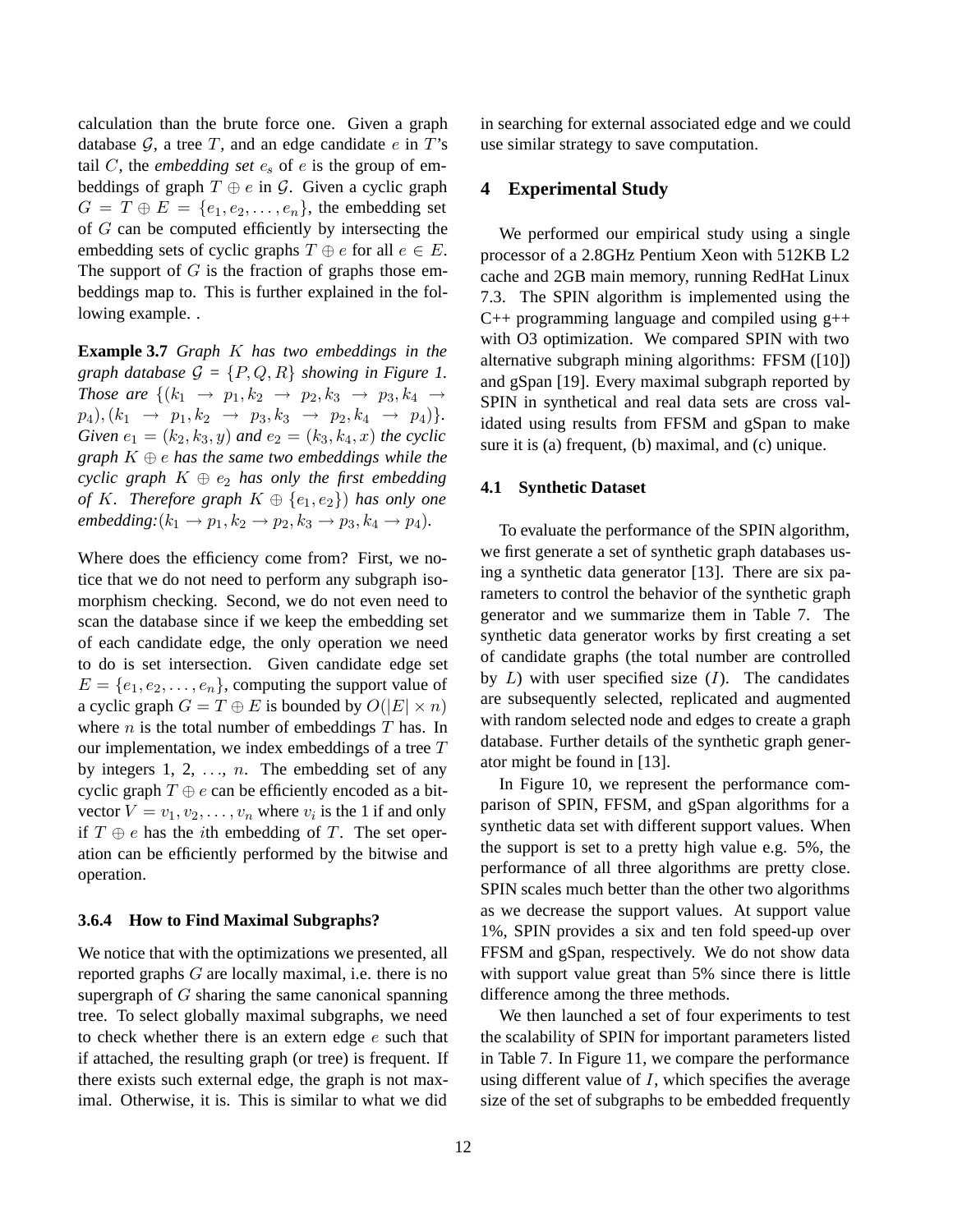calculation than the brute force one. Given a graph database $\mathcal{G}$, a tree $T$, and an edge candidate $e$ in $T$'s tail $C$, the *embedding set* $e_s$ of $e$ is the group of embeddings of graph $T \oplus e$ in $\mathcal{G}$. Given a cyclic graph $G = T \oplus E = \{e_1, e_2, \ldots, e_n\}$, the embedding set of $G$ can be computed efficiently by intersecting the embedding sets of cyclic graphs $T \oplus e$ for all $e \in E$. The support of $G$ is the fraction of graphs those embeddings map to. This is further explained in the following example. .

**Example 3.7** *Graph $K$ has two embeddings in the graph database $\mathcal{G} = \{P, Q, R\}$ showing in Figure 1. Those are $\{(k_1 \to p_1, k_2 \to p_2, k_3 \to p_3, k_4 \to p_4), (k_1 \to p_1, k_2 \to p_3, k_3 \to p_2, k_4 \to p_4)\}$. Given $e_1 = (k_2, k_3, y)$ and $e_2 = (k_3, k_4, x)$ the cyclic graph $K \oplus e$ has the same two embeddings while the cyclic graph $K \oplus e_2$ has only the first embedding of $K$. Therefore graph $K \oplus \{e_1, e_2\})$ has only one embedding:$(k_1 \to p_1, k_2 \to p_2, k_3 \to p_3, k_4 \to p_4)$.*

Where does the efficiency come from? First, we notice that we do not need to perform any subgraph isomorphism checking. Second, we do not even need to scan the database since if we keep the embedding set of each candidate edge, the only operation we need to do is set intersection. Given candidate edge set $E = \{e_1, e_2, \ldots, e_n\}$, computing the support value of a cyclic graph $G = T \oplus E$ is bounded by $O(|E| \times n)$ where $n$ is the total number of embeddings $T$ has. In our implementation, we index embeddings of a tree $T$ by integers 1, 2, $\ldots$, $n$. The embedding set of any cyclic graph $T \oplus e$ can be efficiently encoded as a bit-vector $V = v_1, v_2, \ldots, v_n$ where $v_i$ is the 1 if and only if $T \oplus e$ has the $i$th embedding of $T$. The set operation can be efficiently performed by the bitwise and operation.

#### 3.6.4 How to Find Maximal Subgraphs?

We notice that with the optimizations we presented, all reported graphs $G$ are locally maximal, i.e. there is no supergraph of $G$ sharing the same canonical spanning tree. To select globally maximal subgraphs, we need to check whether there is an extern edge $e$ such that if attached, the resulting graph (or tree) is frequent. If there exists such external edge, the graph is not maximal. Otherwise, it is. This is similar to what we did in searching for external associated edge and we could use similar strategy to save computation.

## 4 Experimental Study

We performed our empirical study using a single processor of a 2.8GHz Pentium Xeon with 512KB L2 cache and 2GB main memory, running RedHat Linux 7.3. The SPIN algorithm is implemented using the C++ programming language and compiled using g++ with O3 optimization. We compared SPIN with two alternative subgraph mining algorithms: FFSM ([10]) and gSpan [19]. Every maximal subgraph reported by SPIN in synthetical and real data sets are cross validated using results from FFSM and gSpan to make sure it is (a) frequent, (b) maximal, and (c) unique.

### 4.1 Synthetic Dataset

To evaluate the performance of the SPIN algorithm, we first generate a set of synthetic graph databases using a synthetic data generator [13]. There are six parameters to control the behavior of the synthetic graph generator and we summarize them in Table 7. The synthetic data generator works by first creating a set of candidate graphs (the total number are controlled by $L$) with user specified size ($I$). The candidates are subsequently selected, replicated and augmented with random selected node and edges to create a graph database. Further details of the synthetic graph generator might be found in [13].

In Figure 10, we represent the performance comparison of SPIN, FFSM, and gSpan algorithms for a synthetic data set with different support values. When the support is set to a pretty high value e.g. 5%, the performance of all three algorithms are pretty close. SPIN scales much better than the other two algorithms as we decrease the support values. At support value 1%, SPIN provides a six and ten fold speed-up over FFSM and gSpan, respectively. We do not show data with support value great than 5% since there is little difference among the three methods.

We then launched a set of four experiments to test the scalability of SPIN for important parameters listed in Table 7. In Figure 11, we compare the performance using different value of $I$, which specifies the average size of the set of subgraphs to be embedded frequently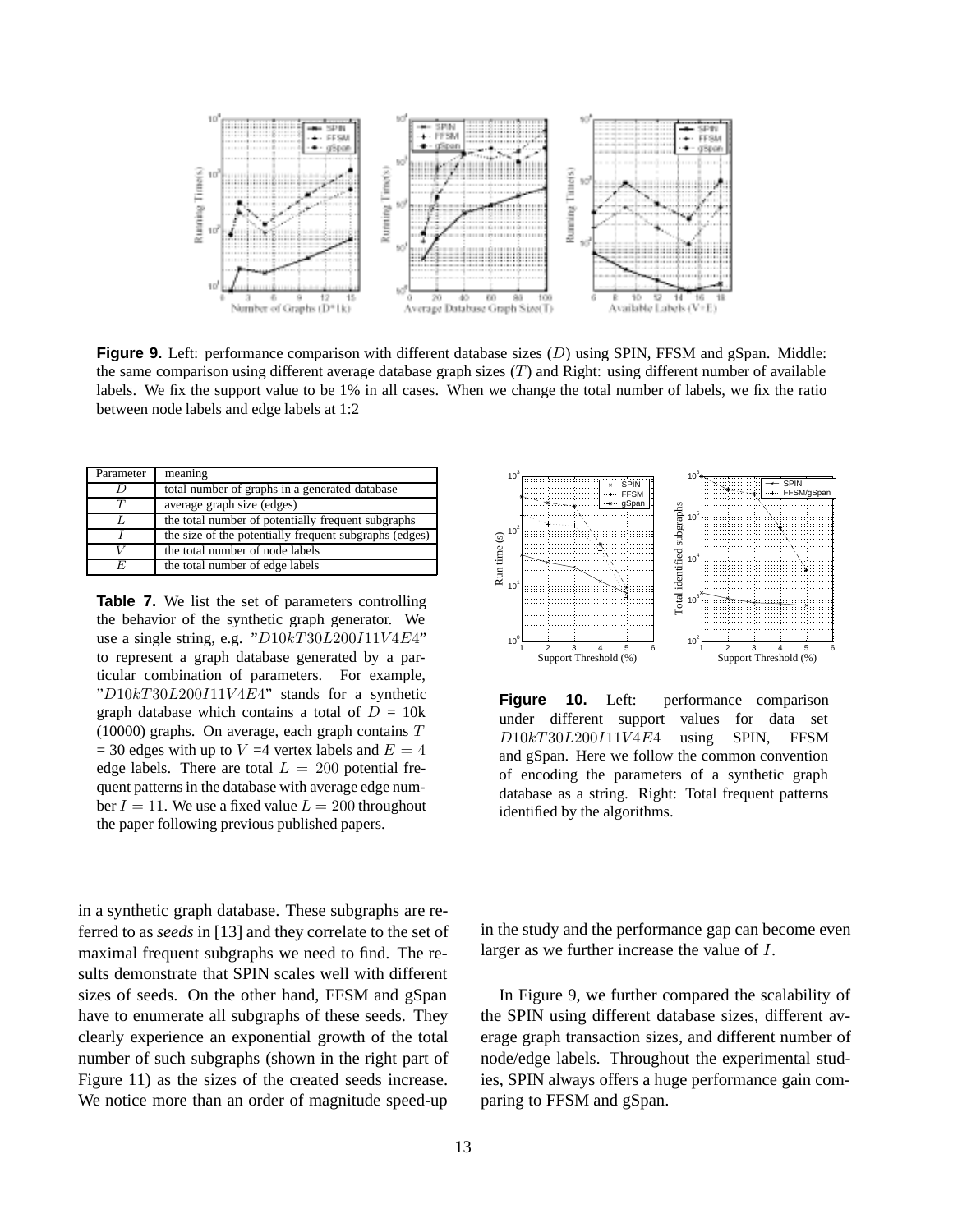Running Time(s)

Number of Graphs (D*1k)

SPIN
FFSM
gSpan

Running Time(s)

Average Database Graph Size(T)

Running Time(s)

Available Labels (V+E)

**Figure 9.** Left: performance comparison with different database sizes ($D$) using SPIN, FFSM and gSpan. Middle: the same comparison using different average database graph sizes ($T$) and Right: using different number of available labels. We fix the support value to be 1% in all cases. When we change the total number of labels, we fix the ratio between node labels and edge labels at 1:2

| Parameter | meaning |
|---|---|
| $D$ | total number of graphs in a generated database |
| $T$ | average graph size (edges) |
| $L$ | the total number of potentially frequent subgraphs |
| $I$ | the size of the potentially frequent subgraphs (edges) |
| $V$ | the total number of node labels |
| $E$ | the total number of edge labels |

**Table 7.** We list the set of parameters controlling the behavior of the synthetic graph generator. We use a single string, e.g. "$D10kT30L200I11V4E4$" to represent a graph database generated by a particular combination of parameters. For example, "$D10kT30L200I11V4E4$" stands for a synthetic graph database which contains a total of $D$ = 10k (10000) graphs. On average, each graph contains $T$ = 30 edges with up to $V$ =4 vertex labels and $E = 4$ edge labels. There are total $L = 200$ potential frequent patterns in the database with average edge number $I = 11$. We use a fixed value $L = 200$ throughout the paper following previous published papers.

Run time (s)

Support Threshold (%)

SPIN
FFSM
gSpan

Total identified subgraphs

Support Threshold (%)

SPIN
FFSM/gSpan

**Figure 10.** Left: performance comparison under different support values for data set $D10kT30L200I11V4E4$ using SPIN, FFSM and gSpan. Here we follow the common convention of encoding the parameters of a synthetic graph database as a string. Right: Total frequent patterns identified by the algorithms.

in a synthetic graph database. These subgraphs are referred to as *seeds* in [13] and they correlate to the set of maximal frequent subgraphs we need to find. The results demonstrate that SPIN scales well with different sizes of seeds. On the other hand, FFSM and gSpan have to enumerate all subgraphs of these seeds. They clearly experience an exponential growth of the total number of such subgraphs (shown in the right part of Figure 11) as the sizes of the created seeds increase. We notice more than an order of magnitude speed-up in the study and the performance gap can become even larger as we further increase the value of $I$.

In Figure 9, we further compared the scalability of the SPIN using different database sizes, different average graph transaction sizes, and different number of node/edge labels. Throughout the experimental studies, SPIN always offers a huge performance gain comparing to FFSM and gSpan.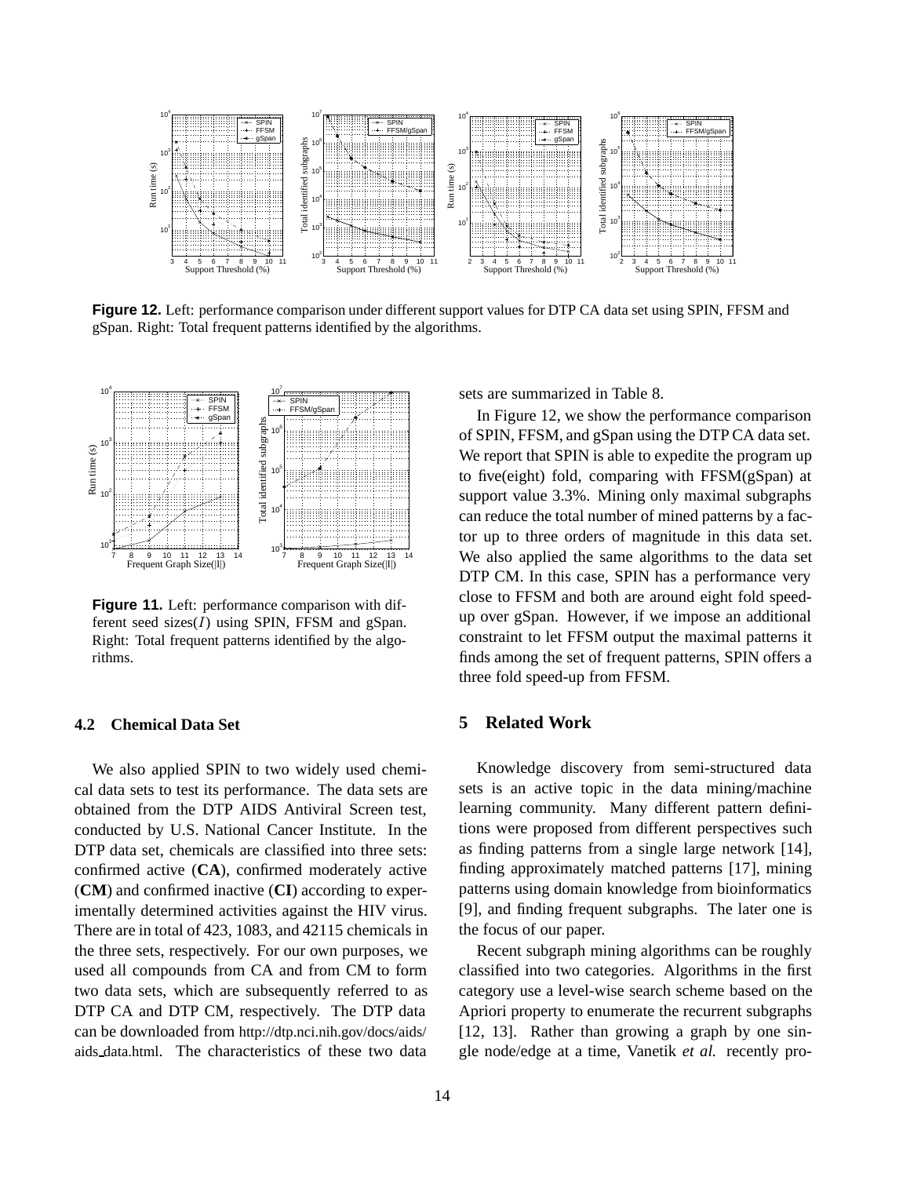Run time (s)
Support Threshold (%)
SPIN
FFSM
gSpan

Total identified subgraphs
Support Threshold (%)
SPIN
FFSM/gSpan

Run time (s)
Support Threshold (%)
SPIN
FFSM
gSpan

Total identified subgraphs
Support Threshold (%)
SPIN
FFSM/gSpan

**Figure 12.** Left: performance comparison under different support values for DTP CA data set using SPIN, FFSM and gSpan. Right: Total frequent patterns identified by the algorithms.

Run time (s)
Frequent Graph Size(|I|)
SPIN
FFSM
gSpan

Total identified subgraphs
Frequent Graph Size(|I|)
SPIN
FFSM/gSpan

**Figure 11.** Left: performance comparison with different seed sizes($I$) using SPIN, FFSM and gSpan. Right: Total frequent patterns identified by the algorithms.

### 4.2 Chemical Data Set

We also applied SPIN to two widely used chemical data sets to test its performance. The data sets are obtained from the DTP AIDS Antiviral Screen test, conducted by U.S. National Cancer Institute. In the DTP data set, chemicals are classified into three sets: confirmed active (**CA**), confirmed moderately active (**CM**) and confirmed inactive (**CI**) according to experimentally determined activities against the HIV virus. There are in total of 423, 1083, and 42115 chemicals in the three sets, respectively. For our own purposes, we used all compounds from CA and from CM to form two data sets, which are subsequently referred to as DTP CA and DTP CM, respectively. The DTP data can be downloaded from http://dtp.nci.nih.gov/docs/aids/aids_data.html. The characteristics of these two data sets are summarized in Table 8.

In Figure 12, we show the performance comparison of SPIN, FFSM, and gSpan using the DTP CA data set. We report that SPIN is able to expedite the program up to five(eight) fold, comparing with FFSM(gSpan) at support value 3.3%. Mining only maximal subgraphs can reduce the total number of mined patterns by a factor up to three orders of magnitude in this data set. We also applied the same algorithms to the data set DTP CM. In this case, SPIN has a performance very close to FFSM and both are around eight fold speed-up over gSpan. However, if we impose an additional constraint to let FFSM output the maximal patterns it finds among the set of frequent patterns, SPIN offers a three fold speed-up from FFSM.

## 5 Related Work

Knowledge discovery from semi-structured data sets is an active topic in the data mining/machine learning community. Many different pattern definitions were proposed from different perspectives such as finding patterns from a single large network [14], finding approximately matched patterns [17], mining patterns using domain knowledge from bioinformatics [9], and finding frequent subgraphs. The later one is the focus of our paper.

Recent subgraph mining algorithms can be roughly classified into two categories. Algorithms in the first category use a level-wise search scheme based on the Apriori property to enumerate the recurrent subgraphs [12, 13]. Rather than growing a graph by one single node/edge at a time, Vanetik *et al.* recently pro-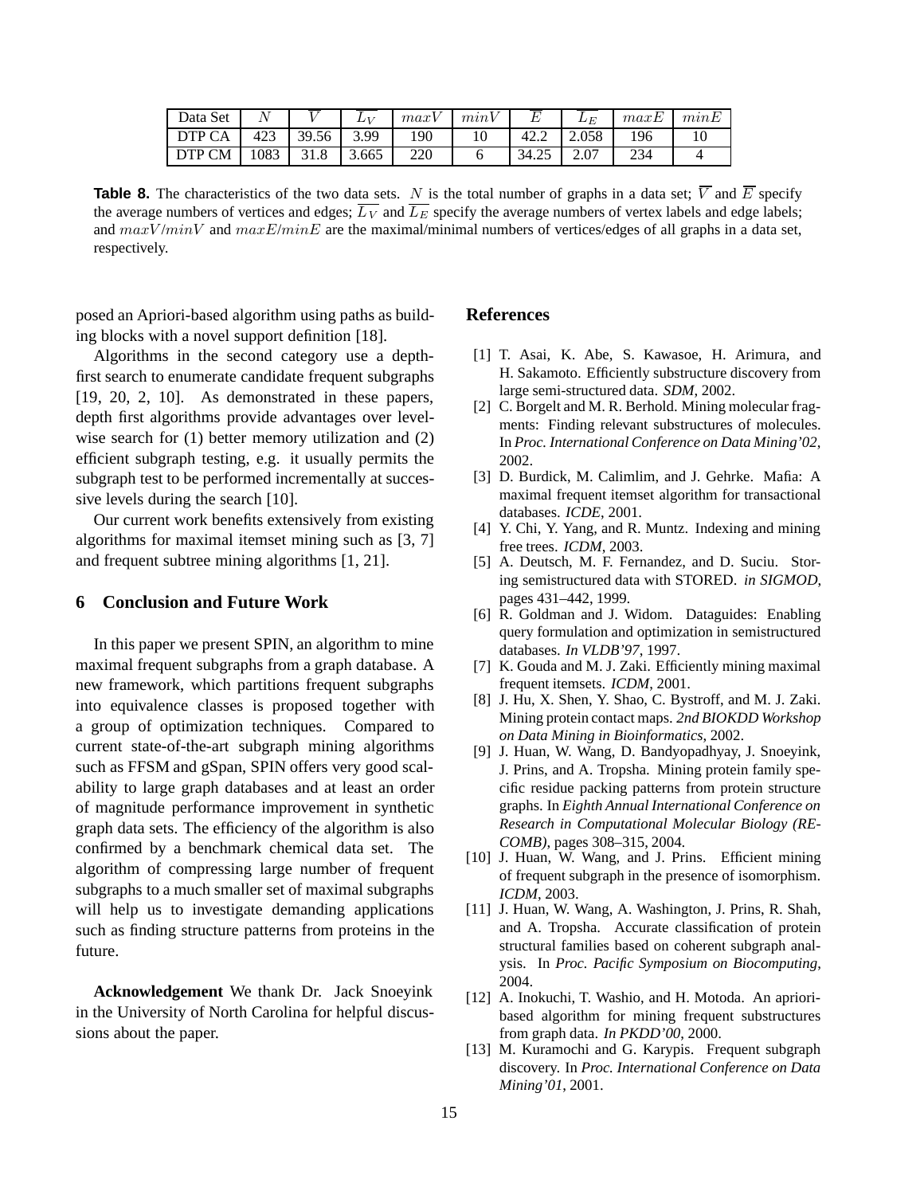| Data Set | $N$ | $\overline{V}$ | $\overline{L_V}$ | $maxV$ | $minV$ | $\overline{E}$ | $\overline{L_E}$ | $maxE$ | $minE$ |
|---|---|---|---|---|---|---|---|---|---|
| DTP CA | 423 | 39.56 | 3.99 | 190 | 10 | 42.2 | 2.058 | 196 | 10 |
| DTP CM | 1083 | 31.8 | 3.665 | 220 | 6 | 34.25 | 2.07 | 234 | 4 |

**Table 8.** The characteristics of the two data sets. $N$ is the total number of graphs in a data set; $\overline{V}$ and $\overline{E}$ specify the average numbers of vertices and edges; $\overline{L_V}$ and $\overline{L_E}$ specify the average numbers of vertex labels and edge labels; and $maxV$/$minV$ and $maxE$/$minE$ are the maximal/minimal numbers of vertices/edges of all graphs in a data set, respectively.

posed an Apriori-based algorithm using paths as building blocks with a novel support definition [18].

Algorithms in the second category use a depth-first search to enumerate candidate frequent subgraphs [19, 20, 2, 10]. As demonstrated in these papers, depth first algorithms provide advantages over level-wise search for (1) better memory utilization and (2) efficient subgraph testing, e.g. it usually permits the subgraph test to be performed incrementally at successive levels during the search [10].

Our current work benefits extensively from existing algorithms for maximal itemset mining such as [3, 7] and frequent subtree mining algorithms [1, 21].

## 6 Conclusion and Future Work

In this paper we present SPIN, an algorithm to mine maximal frequent subgraphs from a graph database. A new framework, which partitions frequent subgraphs into equivalence classes is proposed together with a group of optimization techniques. Compared to current state-of-the-art subgraph mining algorithms such as FFSM and gSpan, SPIN offers very good scalability to large graph databases and at least an order of magnitude performance improvement in synthetic graph data sets. The efficiency of the algorithm is also confirmed by a benchmark chemical data set. The algorithm of compressing large number of frequent subgraphs to a much smaller set of maximal subgraphs will help us to investigate demanding applications such as finding structure patterns from proteins in the future.

**Acknowledgement** We thank Dr. Jack Snoeyink in the University of North Carolina for helpful discussions about the paper.

## References

[1] T. Asai, K. Abe, S. Kawasoe, H. Arimura, and H. Sakamoto. Efficiently substructure discovery from large semi-structured data. *SDM*, 2002.

[2] C. Borgelt and M. R. Berhold. Mining molecular fragments: Finding relevant substructures of molecules. In *Proc. International Conference on Data Mining'02*, 2002.

[3] D. Burdick, M. Calimlim, and J. Gehrke. Mafia: A maximal frequent itemset algorithm for transactional databases. *ICDE*, 2001.

[4] Y. Chi, Y. Yang, and R. Muntz. Indexing and mining free trees. *ICDM*, 2003.

[5] A. Deutsch, M. F. Fernandez, and D. Suciu. Storing semistructured data with STORED. *in SIGMOD*, pages 431–442, 1999.

[6] R. Goldman and J. Widom. Dataguides: Enabling query formulation and optimization in semistructured databases. *In VLDB'97*, 1997.

[7] K. Gouda and M. J. Zaki. Efficiently mining maximal frequent itemsets. *ICDM*, 2001.

[8] J. Hu, X. Shen, Y. Shao, C. Bystroff, and M. J. Zaki. Mining protein contact maps. *2nd BIOKDD Workshop on Data Mining in Bioinformatics*, 2002.

[9] J. Huan, W. Wang, D. Bandyopadhyay, J. Snoeyink, J. Prins, and A. Tropsha. Mining protein family specific residue packing patterns from protein structure graphs. In *Eighth Annual International Conference on Research in Computational Molecular Biology (RECOMB)*, pages 308–315, 2004.

[10] J. Huan, W. Wang, and J. Prins. Efficient mining of frequent subgraph in the presence of isomorphism. *ICDM*, 2003.

[11] J. Huan, W. Wang, A. Washington, J. Prins, R. Shah, and A. Tropsha. Accurate classification of protein structural families based on coherent subgraph analysis. In *Proc. Pacific Symposium on Biocomputing*, 2004.

[12] A. Inokuchi, T. Washio, and H. Motoda. An apriori-based algorithm for mining frequent substructures from graph data. *In PKDD'00*, 2000.

[13] M. Kuramochi and G. Karypis. Frequent subgraph discovery. In *Proc. International Conference on Data Mining'01*, 2001.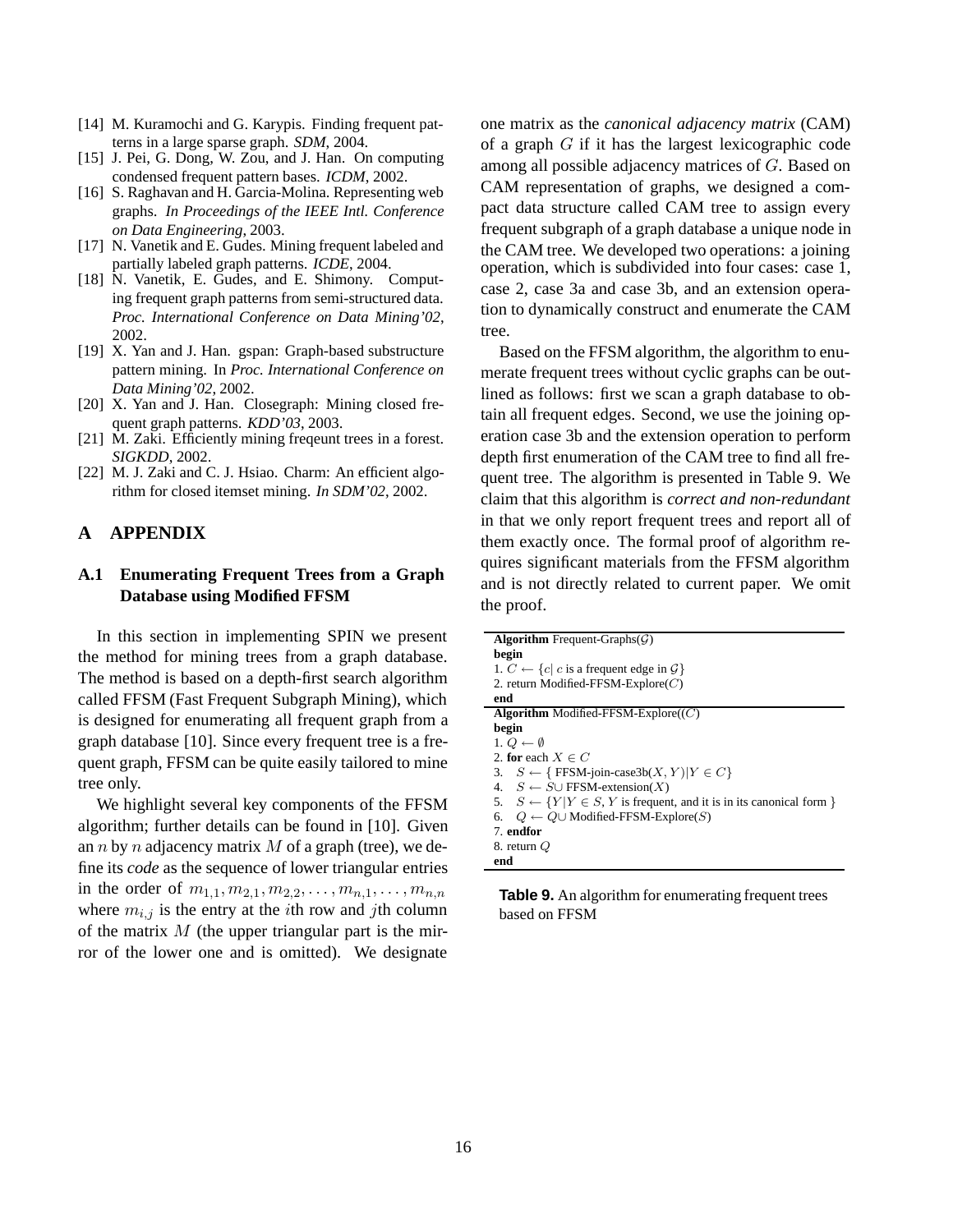[14] M. Kuramochi and G. Karypis. Finding frequent patterns in a large sparse graph. *SDM*, 2004.

[15] J. Pei, G. Dong, W. Zou, and J. Han. On computing condensed frequent pattern bases. *ICDM*, 2002.

[16] S. Raghavan and H. Garcia-Molina. Representing web graphs. *In Proceedings of the IEEE Intl. Conference on Data Engineering*, 2003.

[17] N. Vanetik and E. Gudes. Mining frequent labeled and partially labeled graph patterns. *ICDE*, 2004.

[18] N. Vanetik, E. Gudes, and E. Shimony. Computing frequent graph patterns from semi-structured data. *Proc. International Conference on Data Mining'02*, 2002.

[19] X. Yan and J. Han. gspan: Graph-based substructure pattern mining. In *Proc. International Conference on Data Mining'02*, 2002.

[20] X. Yan and J. Han. Closegraph: Mining closed frequent graph patterns. *KDD'03*, 2003.

[21] M. Zaki. Efficiently mining freqeunt trees in a forest. *SIGKDD*, 2002.

[22] M. J. Zaki and C. J. Hsiao. Charm: An efficient algorithm for closed itemset mining. *In SDM'02*, 2002.

# A APPENDIX

## A.1 Enumerating Frequent Trees from a Graph Database using Modified FFSM

In this section in implementing SPIN we present the method for mining trees from a graph database. The method is based on a depth-first search algorithm called FFSM (Fast Frequent Subgraph Mining), which is designed for enumerating all frequent graph from a graph database [10]. Since every frequent tree is a frequent graph, FFSM can be quite easily tailored to mine tree only.

We highlight several key components of the FFSM algorithm; further details can be found in [10]. Given an $n$ by $n$ adjacency matrix $M$ of a graph (tree), we define its *code* as the sequence of lower triangular entries in the order of $m_{1,1}, m_{2,1}, m_{2,2}, \ldots, m_{n,1}, \ldots, m_{n,n}$ where $m_{i,j}$ is the entry at the $i$th row and $j$th column of the matrix $M$ (the upper triangular part is the mirror of the lower one and is omitted). We designate one matrix as the *canonical adjacency matrix* (CAM) of a graph $G$ if it has the largest lexicographic code among all possible adjacency matrices of $G$. Based on CAM representation of graphs, we designed a compact data structure called CAM tree to assign every frequent subgraph of a graph database a unique node in the CAM tree. We developed two operations: a joining operation, which is subdivided into four cases: case 1, case 2, case 3a and case 3b, and an extension operation to dynamically construct and enumerate the CAM tree.

Based on the FFSM algorithm, the algorithm to enumerate frequent trees without cyclic graphs can be outlined as follows: first we scan a graph database to obtain all frequent edges. Second, we use the joining operation case 3b and the extension operation to perform depth first enumeration of the CAM tree to find all frequent tree. The algorithm is presented in Table 9. We claim that this algorithm is *correct and non-redundant* in that we only report frequent trees and report all of them exactly once. The formal proof of algorithm requires significant materials from the FFSM algorithm and is not directly related to current paper. We omit the proof.

```
Algorithm Frequent-Graphs(𝒢)
begin
1. C ← {c| c is a frequent edge in 𝒢}
2. return Modified-FFSM-Explore(C)
end
Algorithm Modified-FFSM-Explore((C)
begin
1. Q ← ∅
2. for each X ∈ C
3.   S ← { FFSM-join-case3b(X, Y)|Y ∈ C}
4.   S ← S∪ FFSM-extension(X)
5.   S ← {Y|Y ∈ S, Y is frequent, and it is in its canonical form }
6.   Q ← Q∪ Modified-FFSM-Explore(S)
7. endfor
8. return Q
end
```

**Table 9.** An algorithm for enumerating frequent trees based on FFSM